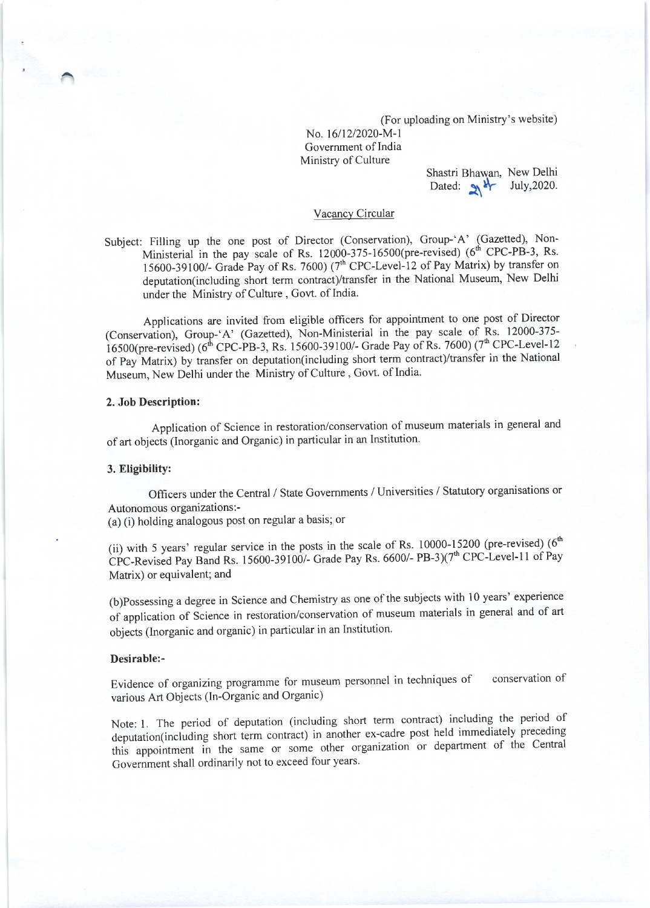(For uploading on Ministry's website)

No. 16/12/2020-M-1
Government of India
Ministry of Culture

Shastri Bhawan, New Delhi
Dated: 24 July,2020.

Vacancy Circular

Subject: Filling up the one post of Director (Conservation), Group-'A' (Gazetted), Non-Ministerial in the pay scale of Rs. 12000-375-16500(pre-revised) (6th CPC-PB-3, Rs. 15600-39100/- Grade Pay of Rs. 7600) (7th CPC-Level-12 of Pay Matrix) by transfer on deputation(including short term contract)/transfer in the National Museum, New Delhi under the Ministry of Culture, Govt. of India.

Applications are invited from eligible officers for appointment to one post of Director (Conservation), Group-'A' (Gazetted), Non-Ministerial in the pay scale of Rs. 12000-375-16500(pre-revised) (6th CPC-PB-3, Rs. 15600-39100/- Grade Pay of Rs. 7600) (7th CPC-Level-12 of Pay Matrix) by transfer on deputation(including short term contract)/transfer in the National Museum, New Delhi under the Ministry of Culture, Govt. of India.

**2. Job Description:**

Application of Science in restoration/conservation of museum materials in general and of art objects (Inorganic and Organic) in particular in an Institution.

**3. Eligibility:**

Officers under the Central / State Governments / Universities / Statutory organisations or Autonomous organizations:-

(a) (i) holding analogous post on regular a basis; or

(ii) with 5 years' regular service in the posts in the scale of Rs. 10000-15200 (pre-revised) (6th CPC-Revised Pay Band Rs. 15600-39100/- Grade Pay Rs. 6600/- PB-3)(7th CPC-Level-11 of Pay Matrix) or equivalent; and

(b)Possessing a degree in Science and Chemistry as one of the subjects with 10 years' experience of application of Science in restoration/conservation of museum materials in general and of art objects (Inorganic and organic) in particular in an Institution.

**Desirable:-**

Evidence of organizing programme for museum personnel in techniques of conservation of various Art Objects (In-Organic and Organic)

Note: 1. The period of deputation (including short term contract) including the period of deputation(including short term contract) in another ex-cadre post held immediately preceding this appointment in the same or some other organization or department of the Central Government shall ordinarily not to exceed four years.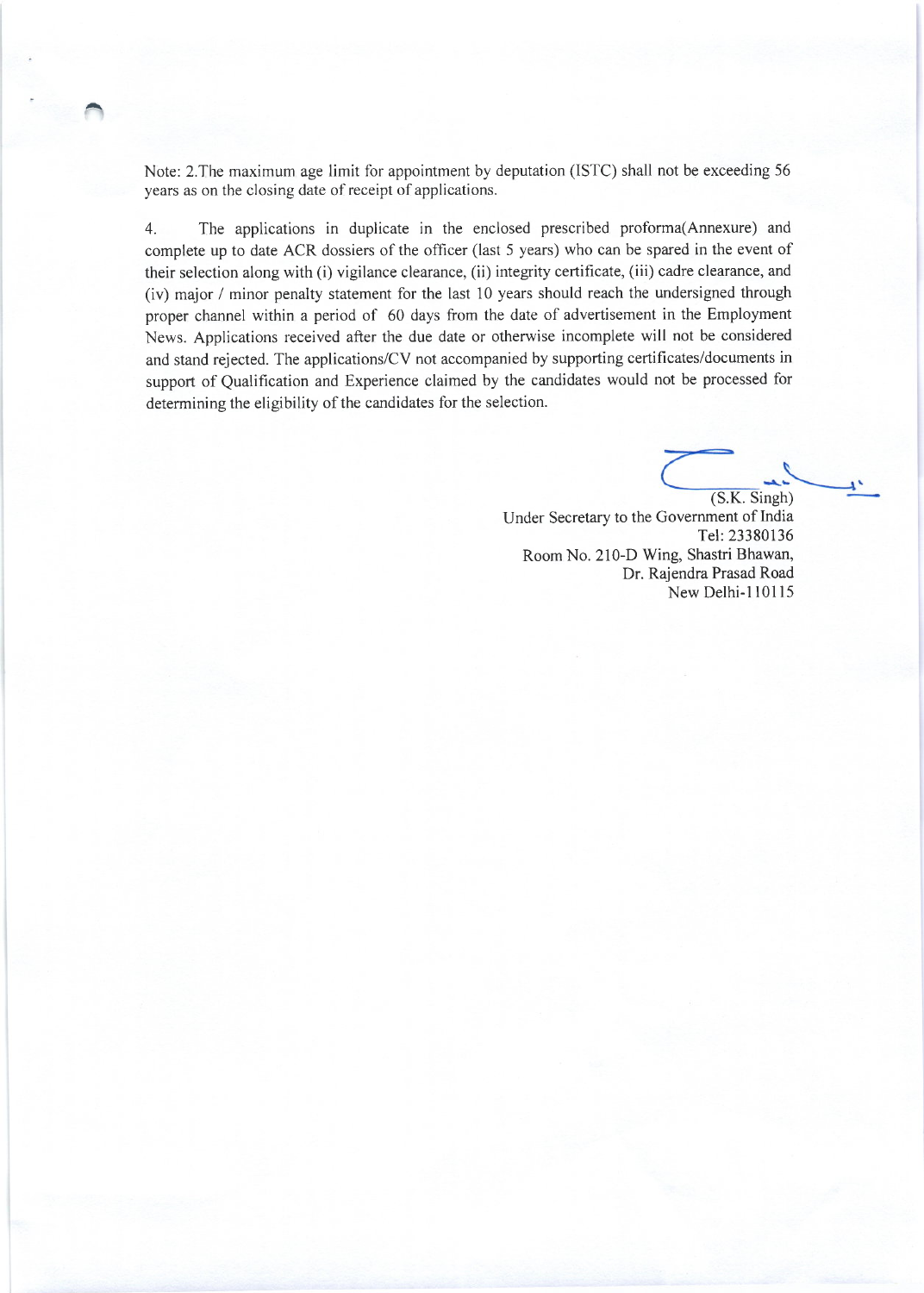Note: 2.The maximum age limit for appointment by deputation (ISTC) shall not be exceeding 56 years as on the closing date of receipt of applications.

4. The applications in duplicate in the enclosed prescribed proforma(Annexure) and complete up to date ACR dossiers of the officer (last 5 years) who can be spared in the event of their selection along with (i) vigilance clearance, (ii) integrity certificate, (iii) cadre clearance, and (iv) major / minor penalty statement for the last 10 years should reach the undersigned through proper channel within a period of 60 days from the date of advertisement in the Employment News. Applications received after the due date or otherwise incomplete will not be considered and stand rejected. The applications/CV not accompanied by supporting certificates/documents in support of Qualification and Experience claimed by the candidates would not be processed for determining the eligibility of the candidates for the selection.

(S.K. Singh)
Under Secretary to the Government of India
Tel: 23380136
Room No. 210-D Wing, Shastri Bhawan,
Dr. Rajendra Prasad Road
New Delhi-110115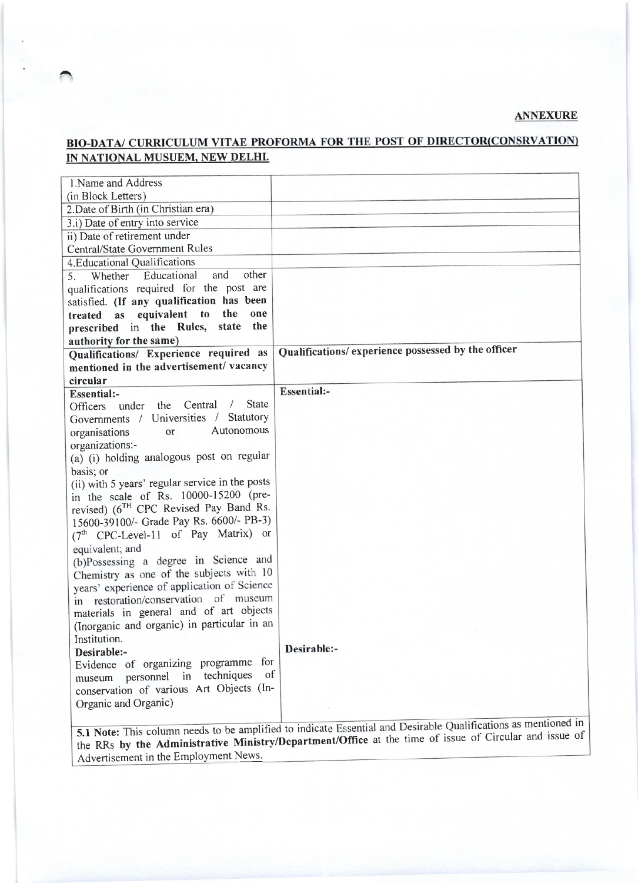**ANNEXURE**

## BIO-DATA/ CURRICULUM VITAE PROFORMA FOR THE POST OF DIRECTOR(CONSRVATION) IN NATIONAL MUSUEM, NEW DELHI.

| | |
|---|---|
| 1.Name and Address (in Block Letters) | |
| 2.Date of Birth (in Christian era) | |
| 3.i) Date of entry into service | |
| ii) Date of retirement under Central/State Government Rules | |
| 4.Educational Qualifications | |
| 5. Whether Educational and other qualifications required for the post are satisfied. **(If any qualification has been treated as equivalent to the one prescribed in the Rules, state the authority for the same)** | |
| **Qualifications/ Experience required as mentioned in the advertisement/ vacancy circular** | **Qualifications/ experience possessed by the officer** |
| **Essential:-**<br>Officers under the Central / State Governments / Universities / Statutory organisations or Autonomous organizations:-<br>(a) (i) holding analogous post on regular basis; or<br>(ii) with 5 years' regular service in the posts in the scale of Rs. 10000-15200 (pre-revised) (6[TH] CPC Revised Pay Band Rs. 15600-39100/- Grade Pay Rs. 6600/- PB-3) (7[th] CPC-Level-11 of Pay Matrix) or equivalent; and<br>(b)Possessing a degree in Science and Chemistry as one of the subjects with 10 years' experience of application of Science in restoration/conservation of museum materials in general and of art objects (Inorganic and organic) in particular in an Institution.<br>**Desirable:-**<br>Evidence of organizing programme for museum personnel in techniques of conservation of various Art Objects (In-Organic and Organic) | **Essential:-**<br><br><br><br><br><br><br><br><br><br><br><br><br><br><br><br><br><br>**Desirable:-** |
| **5.1 Note:** This column needs to be amplified to indicate Essential and Desirable Qualifications as mentioned in the RRs **by the Administrative Ministry/Department/Office** at the time of issue of Circular and issue of Advertisement in the Employment News. | |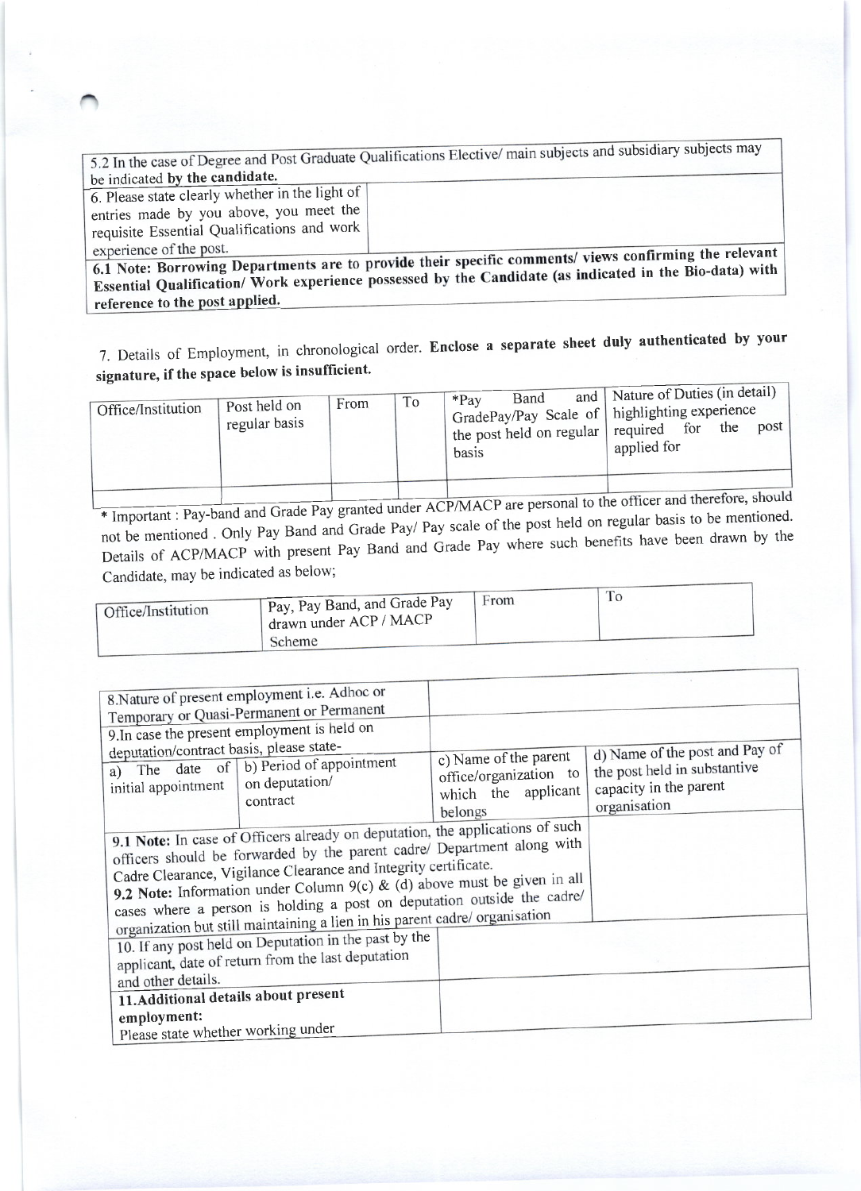| 5.2 In the case of Degree and Post Graduate Qualifications Elective/ main subjects and subsidiary subjects may be indicated **by the candidate.** | |
|---|---|
| 6. Please state clearly whether in the light of entries made by you above, you meet the requisite Essential Qualifications and work experience of the post. | |
| **6.1 Note: Borrowing Departments are to provide their specific comments/ views confirming the relevant Essential Qualification/ Work experience possessed by the Candidate (as indicated in the Bio-data) with reference to the post applied.** | |

7. Details of Employment, in chronological order. **Enclose a separate sheet duly authenticated by your signature, if the space below is insufficient.**

| Office/Institution | Post held on regular basis | From | To | *Pay Band and GradePay/Pay Scale of the post held on regular basis | Nature of Duties (in detail) highlighting experience required for the post applied for |
|---|---|---|---|---|---|
| | | | | | |

\* Important : Pay-band and Grade Pay granted under ACP/MACP are personal to the officer and therefore, should not be mentioned . Only Pay Band and Grade Pay/ Pay scale of the post held on regular basis to be mentioned. Details of ACP/MACP with present Pay Band and Grade Pay where such benefits have been drawn by the Candidate, may be indicated as below;

| Office/Institution | Pay, Pay Band, and Grade Pay drawn under ACP / MACP Scheme | From | To |
|---|---|---|---|

| 8.Nature of present employment i.e. Adhoc or Temporary or Quasi-Permanent or Permanent | | | |
|---|---|---|---|
| 9.In case the present employment is held on deputation/contract basis, please state- | | | |
| a) The date of initial appointment | b) Period of appointment on deputation/ contract | c) Name of the parent office/organization to which the applicant belongs | d) Name of the post and Pay of the post held in substantive capacity in the parent organisation |
| **9.1 Note:** In case of Officers already on deputation, the applications of such officers should be forwarded by the parent cadre/ Department along with Cadre Clearance, Vigilance Clearance and Integrity certificate.<br>**9.2 Note:** Information under Column 9(c) & (d) above must be given in all cases where a person is holding a post on deputation outside the cadre/ organization but still maintaining a lien in his parent cadre/ organisation | | | |
| 10. If any post held on Deputation in the past by the applicant, date of return from the last deputation and other details. | | | |
| **11.Additional details about present employment:**<br>Please state whether working under | | | |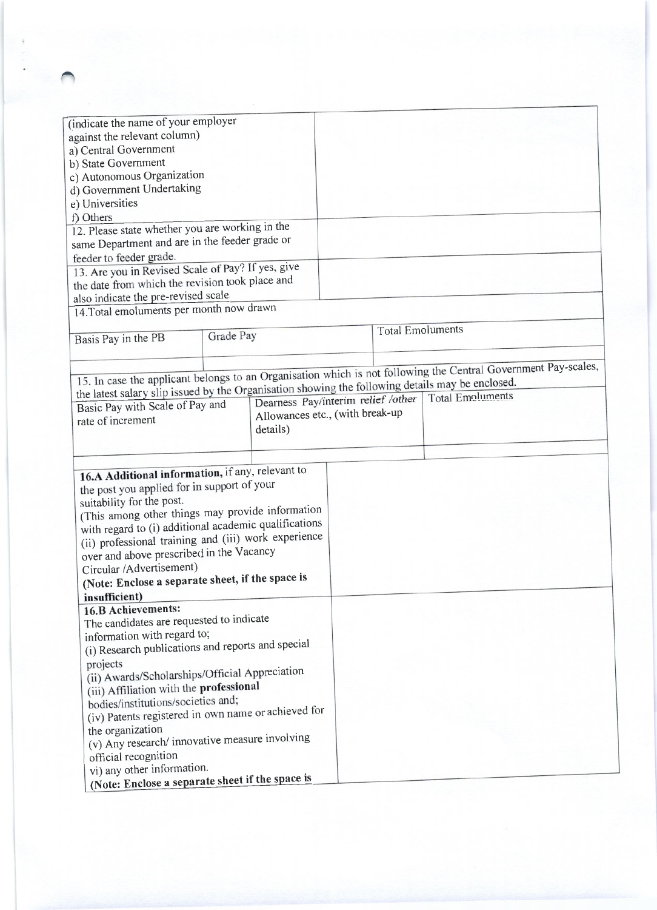| | |
|---|---|
| (indicate the name of your employer against the relevant column)<br>a) Central Government<br>b) State Government<br>c) Autonomous Organization<br>d) Government Undertaking<br>e) Universities<br>f) Others | |
| 12. Please state whether you are working in the same Department and are in the feeder grade or feeder to feeder grade. | |
| 13. Are you in Revised Scale of Pay? If yes, give the date from which the revision took place and also indicate the pre-revised scale | |

14.Total emoluments per month now drawn

| Basis Pay in the PB | Grade Pay | Total Emoluments |
|---|---|---|
| | | |

15. In case the applicant belongs to an Organisation which is not following the Central Government Pay-scales, the latest salary slip issued by the Organisation showing the following details may be enclosed.

| Basic Pay with Scale of Pay and rate of increment | Dearness Pay/interim relief /other Allowances etc., (with break-up details) | Total Emoluments |
|---|---|---|
| | | |

| | |
|---|---|
| **16.A Additional information,** if any, relevant to the post you applied for in support of your suitability for the post.<br>(This among other things may provide information with regard to (i) additional academic qualifications (ii) professional training and (iii) work experience over and above prescribed in the Vacancy Circular /Advertisement)<br>**(Note: Enclose a separate sheet, if the space is insufficient)** | |
| **16.B Achievements:**<br>The candidates are requested to indicate information with regard to;<br>(i) Research publications and reports and special projects<br>(ii) Awards/Scholarships/Official Appreciation<br>(iii) Affiliation with the **professional** bodies/institutions/societies and;<br>(iv) Patents registered in own name or achieved for the organization<br>(v) Any research/ innovative measure involving official recognition<br>vi) any other information.<br>**(Note: Enclose a separate sheet if the space is** | |